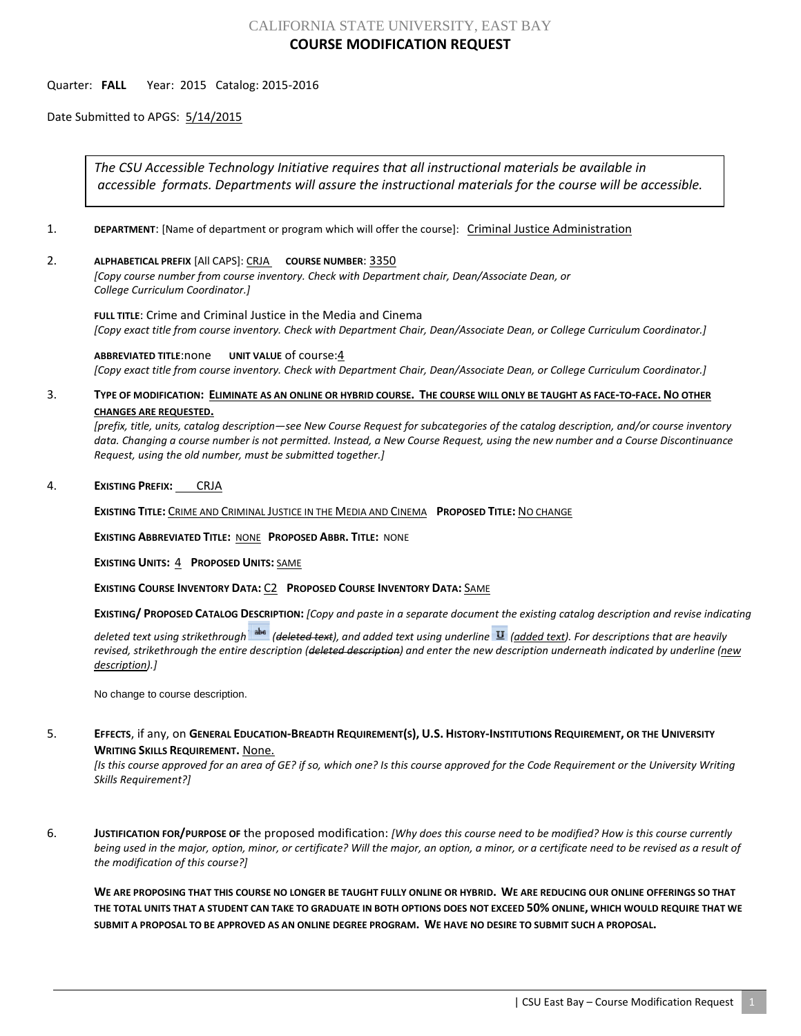CALIFORNIA STATE UNIVERSITY, EAST BAY

# COURSE MODIFICATION REQUEST

Quarter: **FALL** Year: 2015 Catalog: 2015-2016

Date Submitted to APGS: 5/14/2015

> *The CSU Accessible Technology Initiative requires that all instructional materials be available in accessible formats. Departments will assure the instructional materials for the course will be accessible.*

1. **DEPARTMENT**: [Name of department or program which will offer the course]: Criminal Justice Administration

2. **ALPHABETICAL PREFIX** [All CAPS]: CRJA **COURSE NUMBER**: 3350
   *[Copy course number from course inventory. Check with Department chair, Dean/Associate Dean, or College Curriculum Coordinator.]*

   **FULL TITLE**: Crime and Criminal Justice in the Media and Cinema
   *[Copy exact title from course inventory. Check with Department Chair, Dean/Associate Dean, or College Curriculum Coordinator.]*

   **ABBREVIATED TITLE**:none **UNIT VALUE** of course:4
   *[Copy exact title from course inventory. Check with Department Chair, Dean/Associate Dean, or College Curriculum Coordinator.]*

3. **TYPE OF MODIFICATION: ELIMINATE AS AN ONLINE OR HYBRID COURSE. THE COURSE WILL ONLY BE TAUGHT AS FACE-TO-FACE. NO OTHER CHANGES ARE REQUESTED.**
   *[prefix, title, units, catalog description—see New Course Request for subcategories of the catalog description, and/or course inventory data. Changing a course number is not permitted. Instead, a New Course Request, using the new number and a Course Discontinuance Request, using the old number, must be submitted together.]*

4. **EXISTING PREFIX:** CRJA

   **EXISTING TITLE:** CRIME AND CRIMINAL JUSTICE IN THE MEDIA AND CINEMA **PROPOSED TITLE:** NO CHANGE

   **EXISTING ABBREVIATED TITLE:** NONE **PROPOSED ABBR. TITLE:** NONE

   **EXISTING UNITS:** 4 **PROPOSED UNITS:** SAME

   **EXISTING COURSE INVENTORY DATA:** C2 **PROPOSED COURSE INVENTORY DATA:** SAME

   **EXISTING/ PROPOSED CATALOG DESCRIPTION:** *[Copy and paste in a separate document the existing catalog description and revise indicating deleted text using strikethrough (~~deleted text~~), and added text using underline (added text). For descriptions that are heavily revised, strikethrough the entire description (~~deleted description~~) and enter the new description underneath indicated by underline (new description).]*

   No change to course description.

5. **EFFECTS**, if any, on **GENERAL EDUCATION-BREADTH REQUIREMENT(S), U.S. HISTORY-INSTITUTIONS REQUIREMENT, OR THE UNIVERSITY WRITING SKILLS REQUIREMENT.** None.
   *[Is this course approved for an area of GE? if so, which one? Is this course approved for the Code Requirement or the University Writing Skills Requirement?]*

6. **JUSTIFICATION FOR/PURPOSE OF** the proposed modification: *[Why does this course need to be modified? How is this course currently being used in the major, option, minor, or certificate? Will the major, an option, a minor, or a certificate need to be revised as a result of the modification of this course?]*

   **WE ARE PROPOSING THAT THIS COURSE NO LONGER BE TAUGHT FULLY ONLINE OR HYBRID. WE ARE REDUCING OUR ONLINE OFFERINGS SO THAT THE TOTAL UNITS THAT A STUDENT CAN TAKE TO GRADUATE IN BOTH OPTIONS DOES NOT EXCEED 50% ONLINE, WHICH WOULD REQUIRE THAT WE SUBMIT A PROPOSAL TO BE APPROVED AS AN ONLINE DEGREE PROGRAM. WE HAVE NO DESIRE TO SUBMIT SUCH A PROPOSAL.**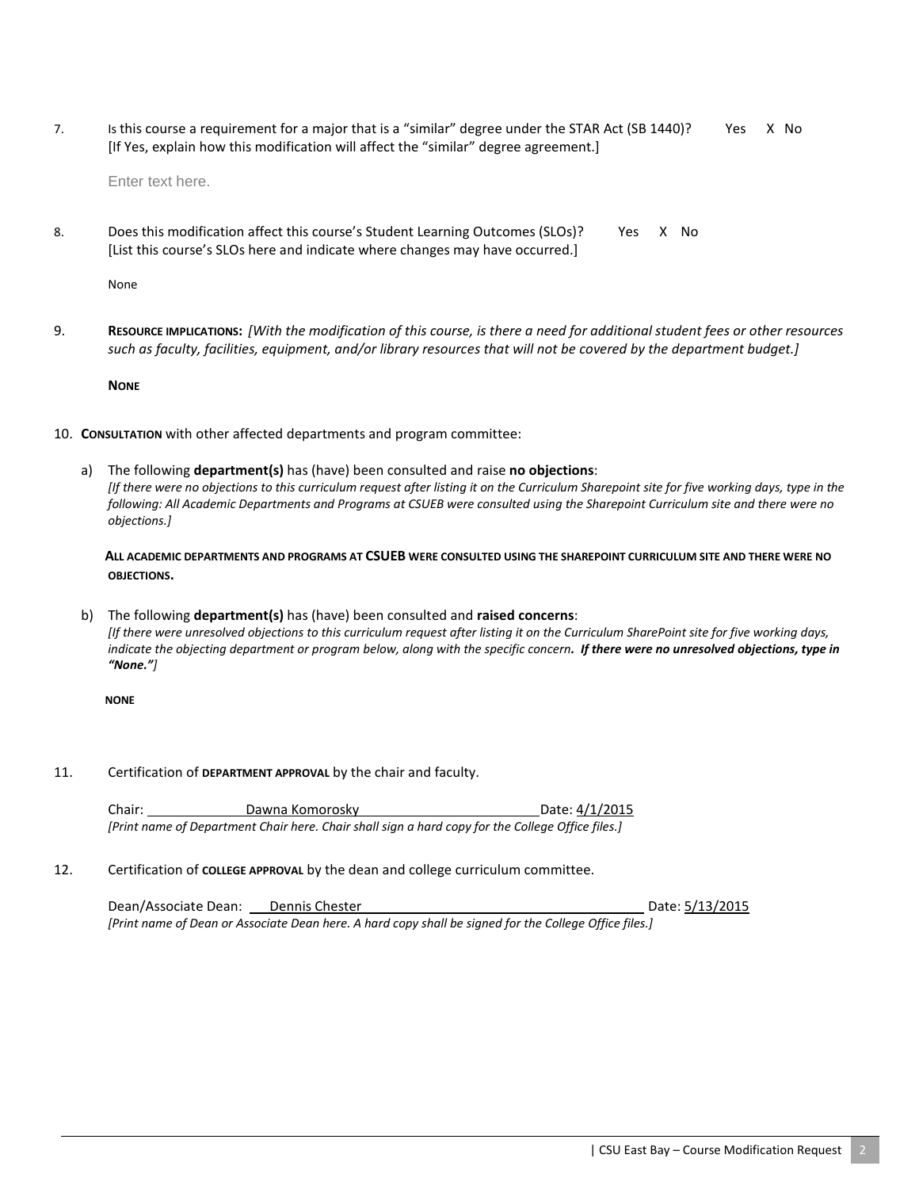7. Is this course a requirement for a major that is a "similar" degree under the STAR Act (SB 1440)? Yes X No
[If Yes, explain how this modification will affect the "similar" degree agreement.]

Enter text here.

8. Does this modification affect this course's Student Learning Outcomes (SLOs)? Yes X No
[List this course's SLOs here and indicate where changes may have occurred.]

None

9. **RESOURCE IMPLICATIONS:** *[With the modification of this course, is there a need for additional student fees or other resources such as faculty, facilities, equipment, and/or library resources that will not be covered by the department budget.]*

**NONE**

10. **CONSULTATION** with other affected departments and program committee:

a) The following **department(s)** has (have) been consulted and raise **no objections**:
*[If there were no objections to this curriculum request after listing it on the Curriculum Sharepoint site for five working days, type in the following: All Academic Departments and Programs at CSUEB were consulted using the Sharepoint Curriculum site and there were no objections.]*

**ALL ACADEMIC DEPARTMENTS AND PROGRAMS AT CSUEB WERE CONSULTED USING THE SHAREPOINT CURRICULUM SITE AND THERE WERE NO OBJECTIONS.**

b) The following **department(s)** has (have) been consulted and **raised concerns**:
*[If there were unresolved objections to this curriculum request after listing it on the Curriculum SharePoint site for five working days, indicate the objecting department or program below, along with the specific concern. **If there were no unresolved objections, type in "None."**]*

**NONE**

11. Certification of **DEPARTMENT APPROVAL** by the chair and faculty.

Chair: Dawna Komorosky Date: 4/1/2015
*[Print name of Department Chair here. Chair shall sign a hard copy for the College Office files.]*

12. Certification of **COLLEGE APPROVAL** by the dean and college curriculum committee.

Dean/Associate Dean: Dennis Chester Date: 5/13/2015
*[Print name of Dean or Associate Dean here. A hard copy shall be signed for the College Office files.]*